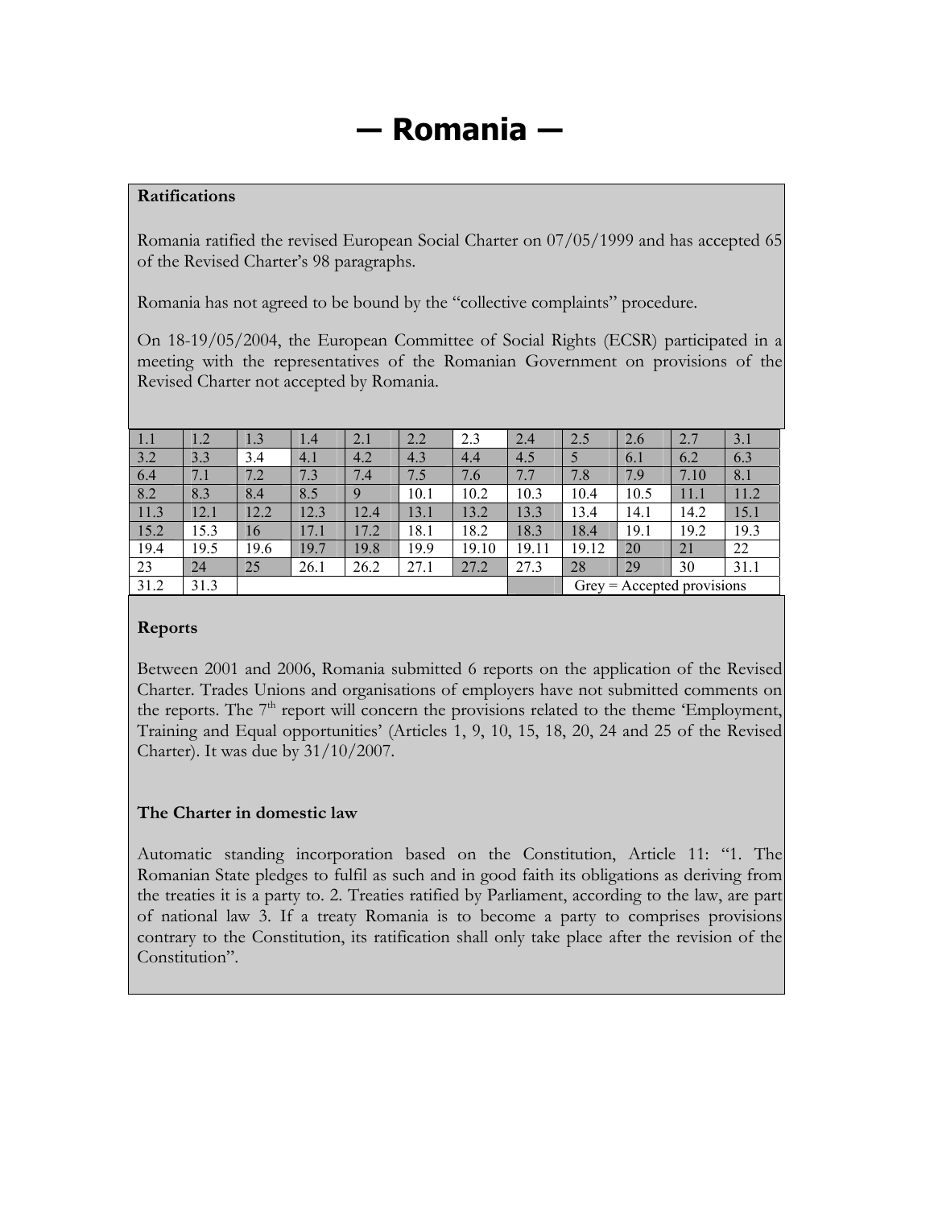# — Romania —

**Ratifications**

Romania ratified the revised European Social Charter on 07/05/1999 and has accepted 65 of the Revised Charter's 98 paragraphs.

Romania has not agreed to be bound by the "collective complaints" procedure.

On 18-19/05/2004, the European Committee of Social Rights (ECSR) participated in a meeting with the representatives of the Romanian Government on provisions of the Revised Charter not accepted by Romania.

| 1.1 | 1.2 | 1.3 | 1.4 | 2.1 | 2.2 | 2.3 | 2.4 | 2.5 | 2.6 | 2.7 | 3.1 |
|---|---|---|---|---|---|---|---|---|---|---|---|
| 3.2 | 3.3 | 3.4 | 4.1 | 4.2 | 4.3 | 4.4 | 4.5 | 5 | 6.1 | 6.2 | 6.3 |
| 6.4 | 7.1 | 7.2 | 7.3 | 7.4 | 7.5 | 7.6 | 7.7 | 7.8 | 7.9 | 7.10 | 8.1 |
| 8.2 | 8.3 | 8.4 | 8.5 | 9 | 10.1 | 10.2 | 10.3 | 10.4 | 10.5 | 11.1 | 11.2 |
| 11.3 | 12.1 | 12.2 | 12.3 | 12.4 | 13.1 | 13.2 | 13.3 | 13.4 | 14.1 | 14.2 | 15.1 |
| 15.2 | 15.3 | 16 | 17.1 | 17.2 | 18.1 | 18.2 | 18.3 | 18.4 | 19.1 | 19.2 | 19.3 |
| 19.4 | 19.5 | 19.6 | 19.7 | 19.8 | 19.9 | 19.10 | 19.11 | 19.12 | 20 | 21 | 22 |
| 23 | 24 | 25 | 26.1 | 26.2 | 27.1 | 27.2 | 27.3 | 28 | 29 | 30 | 31.1 |
| 31.2 | 31.3 | | | | | | | Grey = Accepted provisions | | | |

**Reports**

Between 2001 and 2006, Romania submitted 6 reports on the application of the Revised Charter. Trades Unions and organisations of employers have not submitted comments on the reports. The 7th report will concern the provisions related to the theme 'Employment, Training and Equal opportunities' (Articles 1, 9, 10, 15, 18, 20, 24 and 25 of the Revised Charter). It was due by 31/10/2007.

**The Charter in domestic law**

Automatic standing incorporation based on the Constitution, Article 11: "1. The Romanian State pledges to fulfil as such and in good faith its obligations as deriving from the treaties it is a party to. 2. Treaties ratified by Parliament, according to the law, are part of national law 3. If a treaty Romania is to become a party to comprises provisions contrary to the Constitution, its ratification shall only take place after the revision of the Constitution".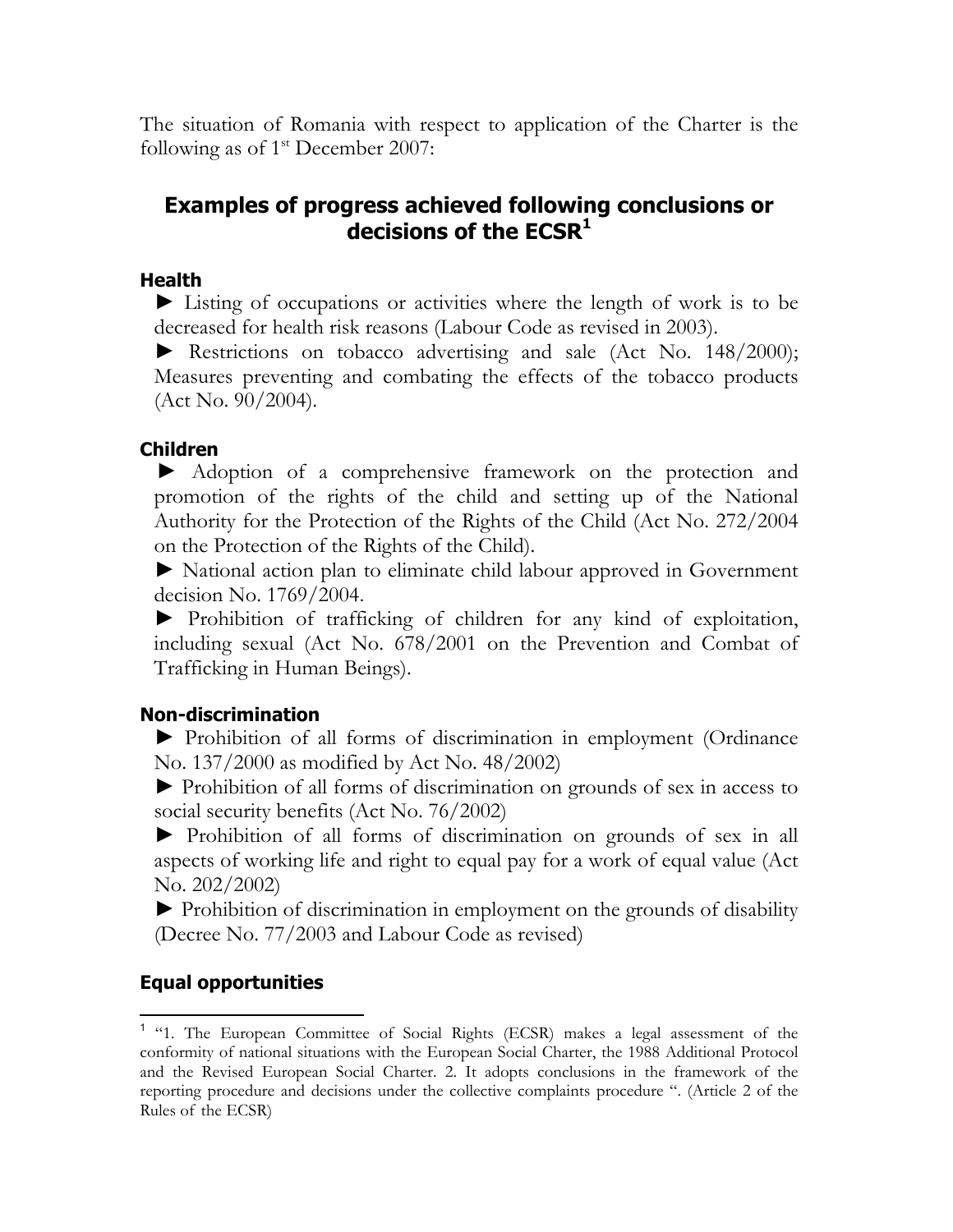The situation of Romania with respect to application of the Charter is the following as of 1st December 2007:

## Examples of progress achieved following conclusions or decisions of the ECSR[1]

### Health

► Listing of occupations or activities where the length of work is to be decreased for health risk reasons (Labour Code as revised in 2003).

► Restrictions on tobacco advertising and sale (Act No. 148/2000); Measures preventing and combating the effects of the tobacco products (Act No. 90/2004).

### Children

► Adoption of a comprehensive framework on the protection and promotion of the rights of the child and setting up of the National Authority for the Protection of the Rights of the Child (Act No. 272/2004 on the Protection of the Rights of the Child).

► National action plan to eliminate child labour approved in Government decision No. 1769/2004.

► Prohibition of trafficking of children for any kind of exploitation, including sexual (Act No. 678/2001 on the Prevention and Combat of Trafficking in Human Beings).

### Non-discrimination

► Prohibition of all forms of discrimination in employment (Ordinance No. 137/2000 as modified by Act No. 48/2002)

► Prohibition of all forms of discrimination on grounds of sex in access to social security benefits (Act No. 76/2002)

► Prohibition of all forms of discrimination on grounds of sex in all aspects of working life and right to equal pay for a work of equal value (Act No. 202/2002)

► Prohibition of discrimination in employment on the grounds of disability (Decree No. 77/2003 and Labour Code as revised)

### Equal opportunities

[1] "1. The European Committee of Social Rights (ECSR) makes a legal assessment of the conformity of national situations with the European Social Charter, the 1988 Additional Protocol and the Revised European Social Charter. 2. It adopts conclusions in the framework of the reporting procedure and decisions under the collective complaints procedure ". (Article 2 of the Rules of the ECSR)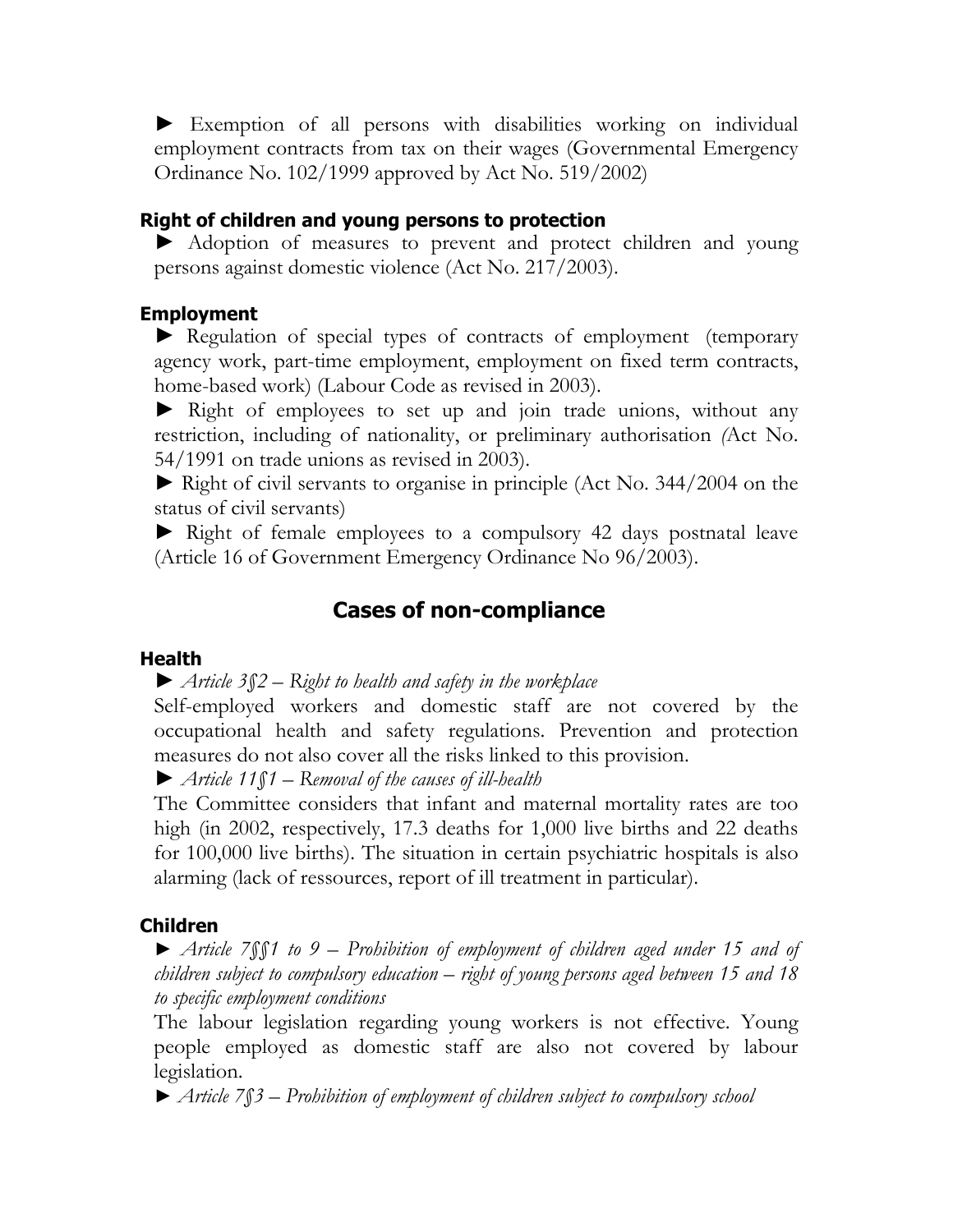► Exemption of all persons with disabilities working on individual employment contracts from tax on their wages (Governmental Emergency Ordinance No. 102/1999 approved by Act No. 519/2002)

### Right of children and young persons to protection

► Adoption of measures to prevent and protect children and young persons against domestic violence (Act No. 217/2003).

### Employment

► Regulation of special types of contracts of employment (temporary agency work, part-time employment, employment on fixed term contracts, home-based work) (Labour Code as revised in 2003).

► Right of employees to set up and join trade unions, without any restriction, including of nationality, or preliminary authorisation *(*Act No. 54/1991 on trade unions as revised in 2003).

► Right of civil servants to organise in principle (Act No. 344/2004 on the status of civil servants)

► Right of female employees to a compulsory 42 days postnatal leave (Article 16 of Government Emergency Ordinance No 96/2003).

## Cases of non-compliance

### Health

► *Article 3§2 – Right to health and safety in the workplace*

Self-employed workers and domestic staff are not covered by the occupational health and safety regulations. Prevention and protection measures do not also cover all the risks linked to this provision.

► *Article 11§1 – Removal of the causes of ill-health*

The Committee considers that infant and maternal mortality rates are too high (in 2002, respectively, 17.3 deaths for 1,000 live births and 22 deaths for 100,000 live births). The situation in certain psychiatric hospitals is also alarming (lack of ressources, report of ill treatment in particular).

### Children

► *Article 7§§1 to 9 – Prohibition of employment of children aged under 15 and of children subject to compulsory education – right of young persons aged between 15 and 18 to specific employment conditions*

The labour legislation regarding young workers is not effective. Young people employed as domestic staff are also not covered by labour legislation.

► *Article 7§3 – Prohibition of employment of children subject to compulsory school*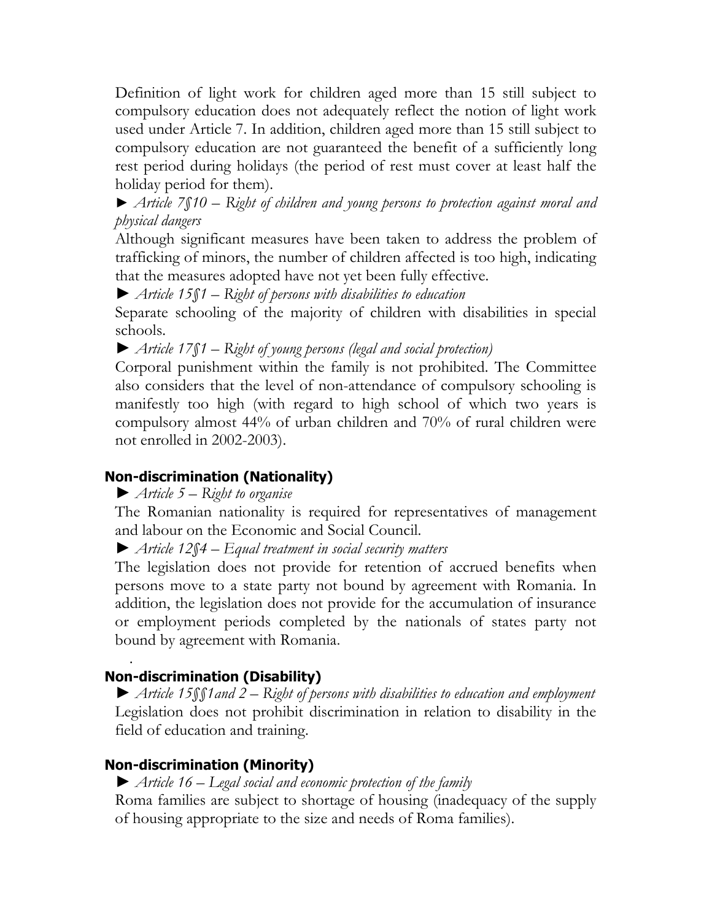Definition of light work for children aged more than 15 still subject to compulsory education does not adequately reflect the notion of light work used under Article 7. In addition, children aged more than 15 still subject to compulsory education are not guaranteed the benefit of a sufficiently long rest period during holidays (the period of rest must cover at least half the holiday period for them).

► *Article 7§10 – Right of children and young persons to protection against moral and physical dangers*

Although significant measures have been taken to address the problem of trafficking of minors, the number of children affected is too high, indicating that the measures adopted have not yet been fully effective.

► *Article 15§1 – Right of persons with disabilities to education*

Separate schooling of the majority of children with disabilities in special schools.

► *Article 17§1 – Right of young persons (legal and social protection)*

Corporal punishment within the family is not prohibited. The Committee also considers that the level of non-attendance of compulsory schooling is manifestly too high (with regard to high school of which two years is compulsory almost 44% of urban children and 70% of rural children were not enrolled in 2002-2003).

### Non-discrimination (Nationality)

► *Article 5 – Right to organise*

The Romanian nationality is required for representatives of management and labour on the Economic and Social Council.

► *Article 12§4 – Equal treatment in social security matters*

The legislation does not provide for retention of accrued benefits when persons move to a state party not bound by agreement with Romania. In addition, the legislation does not provide for the accumulation of insurance or employment periods completed by the nationals of states party not bound by agreement with Romania.

### Non-discrimination (Disability)

► *Article 15§§1and 2 – Right of persons with disabilities to education and employment*

Legislation does not prohibit discrimination in relation to disability in the field of education and training.

### Non-discrimination (Minority)

► *Article 16 – Legal social and economic protection of the family*

Roma families are subject to shortage of housing (inadequacy of the supply of housing appropriate to the size and needs of Roma families).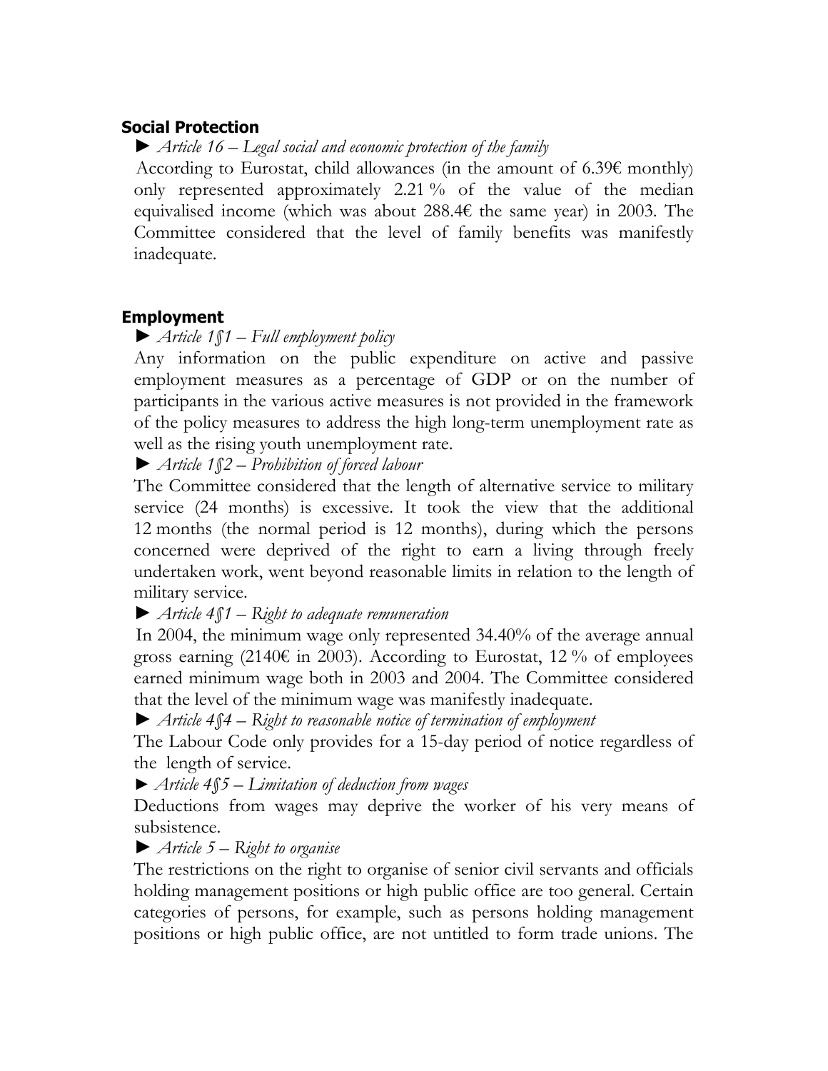## Social Protection

► *Article 16 – Legal social and economic protection of the family*

According to Eurostat, child allowances (in the amount of 6.39€ monthly) only represented approximately 2.21 % of the value of the median equivalised income (which was about 288.4€ the same year) in 2003. The Committee considered that the level of family benefits was manifestly inadequate.

## Employment

► *Article 1§1 – Full employment policy*

Any information on the public expenditure on active and passive employment measures as a percentage of GDP or on the number of participants in the various active measures is not provided in the framework of the policy measures to address the high long-term unemployment rate as well as the rising youth unemployment rate.

► *Article 1§2 – Prohibition of forced labour*

The Committee considered that the length of alternative service to military service (24 months) is excessive. It took the view that the additional 12 months (the normal period is 12 months), during which the persons concerned were deprived of the right to earn a living through freely undertaken work, went beyond reasonable limits in relation to the length of military service.

► *Article 4§1 – Right to adequate remuneration*

In 2004, the minimum wage only represented 34.40% of the average annual gross earning (2140€ in 2003). According to Eurostat, 12 % of employees earned minimum wage both in 2003 and 2004. The Committee considered that the level of the minimum wage was manifestly inadequate.

► *Article 4§4 – Right to reasonable notice of termination of employment*

The Labour Code only provides for a 15-day period of notice regardless of the length of service.

► *Article 4§5 – Limitation of deduction from wages*

Deductions from wages may deprive the worker of his very means of subsistence.

► *Article 5 – Right to organise*

The restrictions on the right to organise of senior civil servants and officials holding management positions or high public office are too general. Certain categories of persons, for example, such as persons holding management positions or high public office, are not untitled to form trade unions. The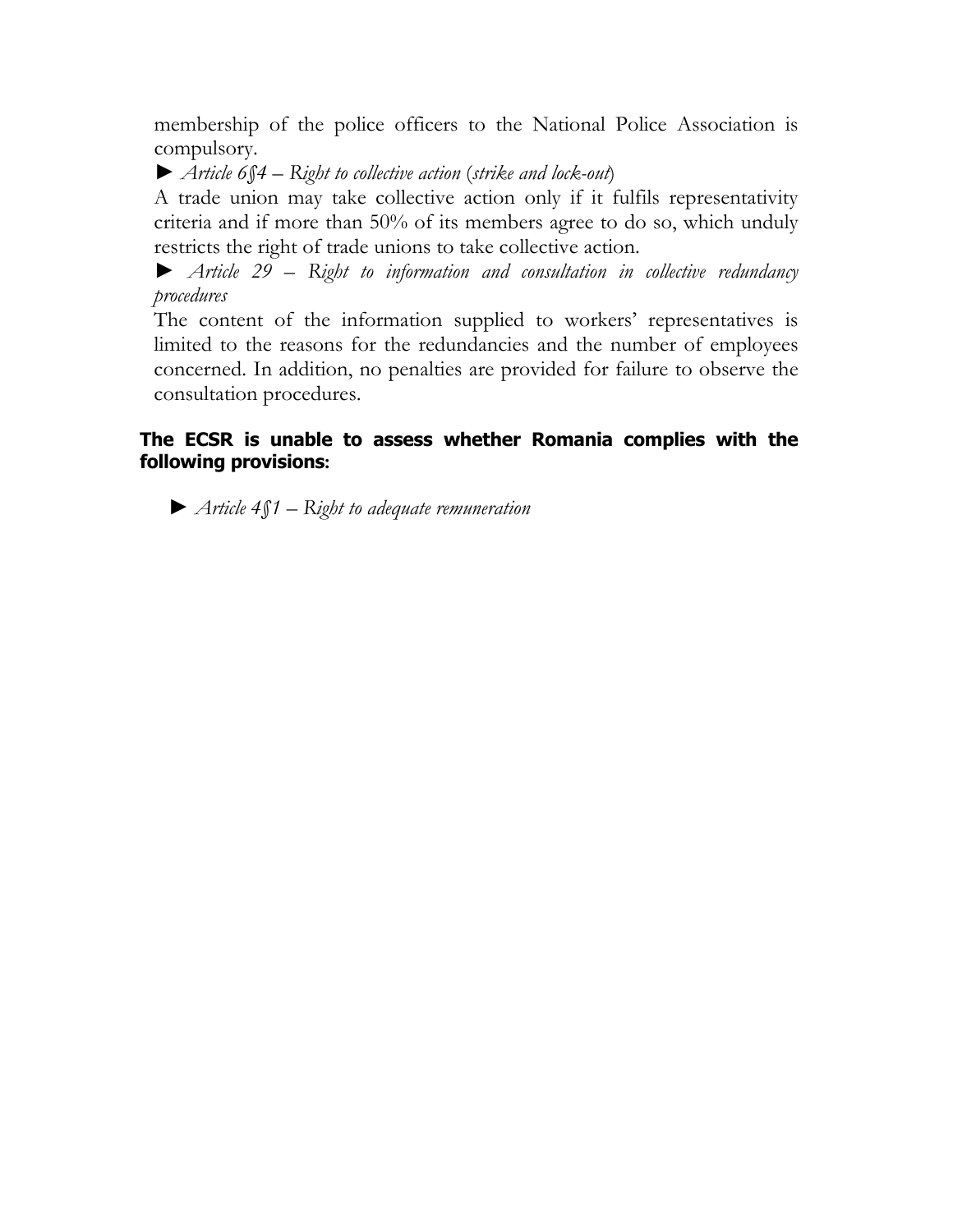membership of the police officers to the National Police Association is compulsory.

► *Article 6§4 – Right to collective action* (*strike and lock-out*)

A trade union may take collective action only if it fulfils representativity criteria and if more than 50% of its members agree to do so, which unduly restricts the right of trade unions to take collective action.

► *Article 29 – Right to information and consultation in collective redundancy procedures*

The content of the information supplied to workers' representatives is limited to the reasons for the redundancies and the number of employees concerned. In addition, no penalties are provided for failure to observe the consultation procedures.

**The ECSR is unable to assess whether Romania complies with the following provisions:**

► *Article 4§1 – Right to adequate remuneration*